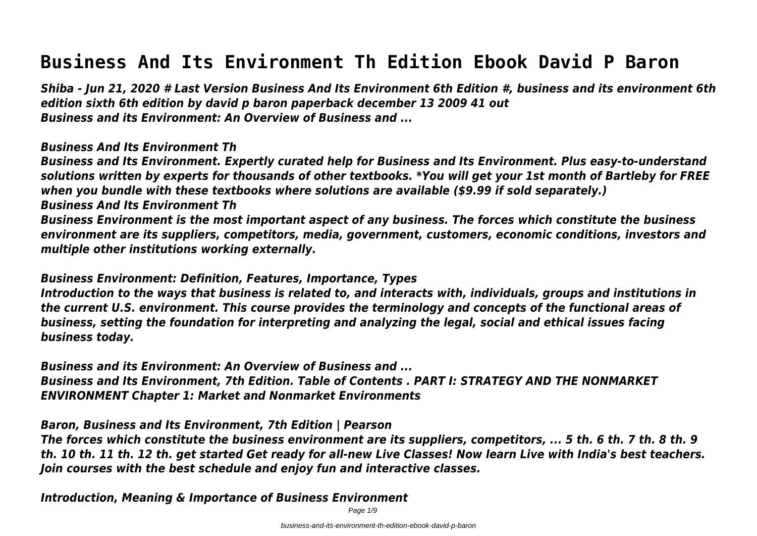# Business And Its Environment Th Edition Ebook David P Baron

*Shiba - Jun 21, 2020 # Last Version Business And Its Environment 6th Edition #, business and its environment 6th edition sixth 6th edition by david p baron paperback december 13 2009 41 out*
*Business and its Environment: An Overview of Business and ...*

*Business And Its Environment Th*

*Business and Its Environment. Expertly curated help for Business and Its Environment. Plus easy-to-understand solutions written by experts for thousands of other textbooks. *You will get your 1st month of Bartleby for FREE when you bundle with these textbooks where solutions are available ($9.99 if sold separately.)*
*Business And Its Environment Th*

*Business Environment is the most important aspect of any business. The forces which constitute the business environment are its suppliers, competitors, media, government, customers, economic conditions, investors and multiple other institutions working externally.*

*Business Environment: Definition, Features, Importance, Types*
*Introduction to the ways that business is related to, and interacts with, individuals, groups and institutions in the current U.S. environment. This course provides the terminology and concepts of the functional areas of business, setting the foundation for interpreting and analyzing the legal, social and ethical issues facing business today.*

*Business and its Environment: An Overview of Business and ...*
*Business and Its Environment, 7th Edition. Table of Contents . PART I: STRATEGY AND THE NONMARKET ENVIRONMENT Chapter 1: Market and Nonmarket Environments*

*Baron, Business and Its Environment, 7th Edition | Pearson*
*The forces which constitute the business environment are its suppliers, competitors, ... 5 th. 6 th. 7 th. 8 th. 9 th. 10 th. 11 th. 12 th. get started Get ready for all-new Live Classes! Now learn Live with India's best teachers. Join courses with the best schedule and enjoy fun and interactive classes.*

*Introduction, Meaning & Importance of Business Environment*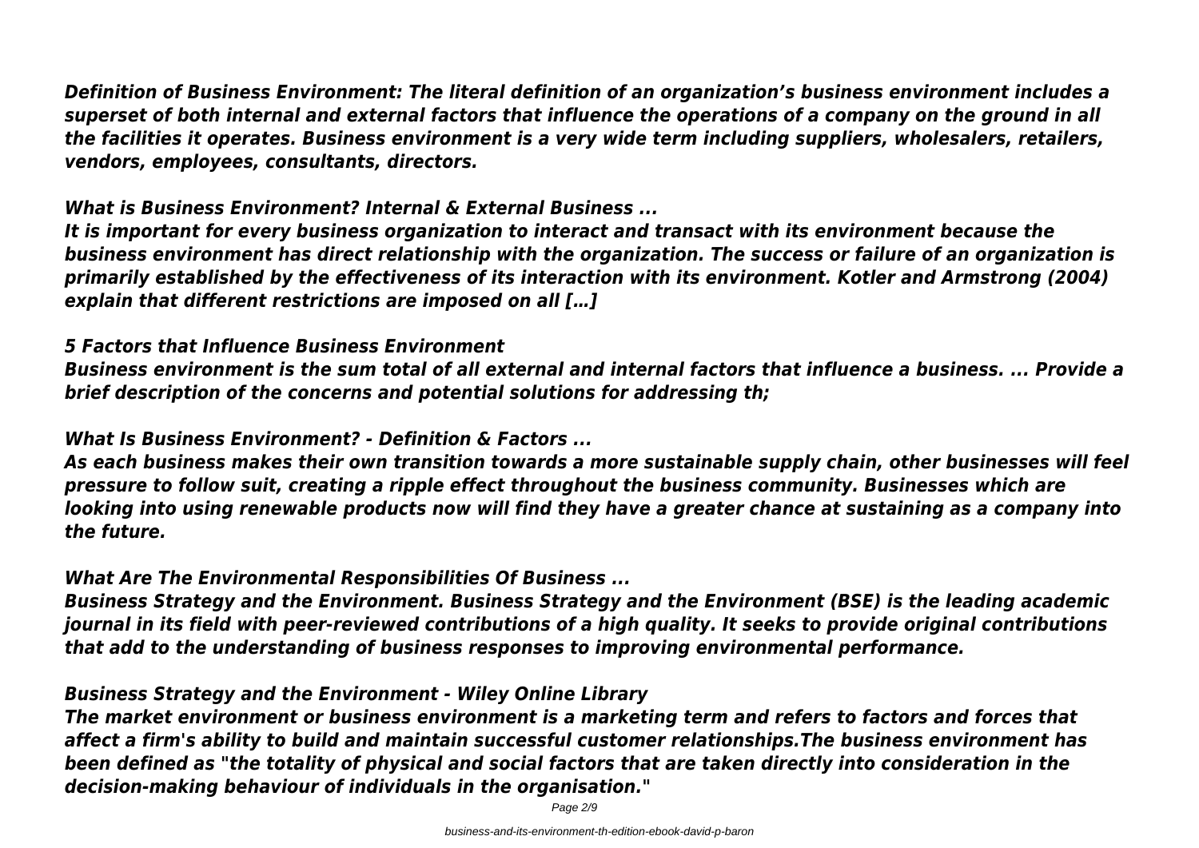*Definition of Business Environment: The literal definition of an organization's business environment includes a superset of both internal and external factors that influence the operations of a company on the ground in all the facilities it operates. Business environment is a very wide term including suppliers, wholesalers, retailers, vendors, employees, consultants, directors.*

*What is Business Environment? Internal & External Business ...*

*It is important for every business organization to interact and transact with its environment because the business environment has direct relationship with the organization. The success or failure of an organization is primarily established by the effectiveness of its interaction with its environment. Kotler and Armstrong (2004) explain that different restrictions are imposed on all […]*

*5 Factors that Influence Business Environment*

*Business environment is the sum total of all external and internal factors that influence a business. ... Provide a brief description of the concerns and potential solutions for addressing th;*

*What Is Business Environment? - Definition & Factors ...*

*As each business makes their own transition towards a more sustainable supply chain, other businesses will feel pressure to follow suit, creating a ripple effect throughout the business community. Businesses which are looking into using renewable products now will find they have a greater chance at sustaining as a company into the future.*

*What Are The Environmental Responsibilities Of Business ...*

*Business Strategy and the Environment. Business Strategy and the Environment (BSE) is the leading academic journal in its field with peer-reviewed contributions of a high quality. It seeks to provide original contributions that add to the understanding of business responses to improving environmental performance.*

*Business Strategy and the Environment - Wiley Online Library*

*The market environment or business environment is a marketing term and refers to factors and forces that affect a firm's ability to build and maintain successful customer relationships.The business environment has been defined as "the totality of physical and social factors that are taken directly into consideration in the decision-making behaviour of individuals in the organisation."*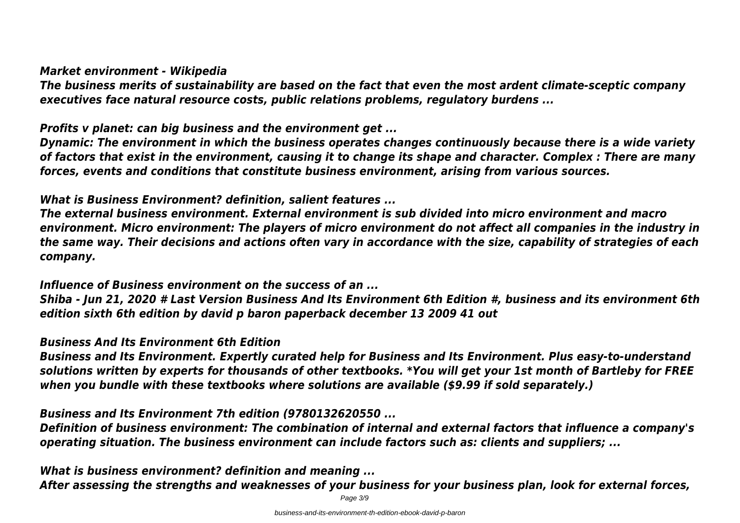*Market environment - Wikipedia*

***The business merits of sustainability are based on the fact that even the most ardent climate-sceptic company executives face natural resource costs, public relations problems, regulatory burdens ...***

***Profits v planet: can big business and the environment get ...***

***Dynamic: The environment in which the business operates changes continuously because there is a wide variety of factors that exist in the environment, causing it to change its shape and character. Complex : There are many forces, events and conditions that constitute business environment, arising from various sources.***

***What is Business Environment? definition, salient features ...***

***The external business environment. External environment is sub divided into micro environment and macro environment. Micro environment: The players of micro environment do not affect all companies in the industry in the same way. Their decisions and actions often vary in accordance with the size, capability of strategies of each company.***

***Influence of Business environment on the success of an ...***

***Shiba - Jun 21, 2020 # Last Version Business And Its Environment 6th Edition #, business and its environment 6th edition sixth 6th edition by david p baron paperback december 13 2009 41 out***

***Business And Its Environment 6th Edition***

***Business and Its Environment. Expertly curated help for Business and Its Environment. Plus easy-to-understand solutions written by experts for thousands of other textbooks. *You will get your 1st month of Bartleby for FREE when you bundle with these textbooks where solutions are available ($9.99 if sold separately.)***

***Business and Its Environment 7th edition (9780132620550 ...***

***Definition of business environment: The combination of internal and external factors that influence a company's operating situation. The business environment can include factors such as: clients and suppliers; ...***

***What is business environment? definition and meaning ...***

***After assessing the strengths and weaknesses of your business for your business plan, look for external forces,***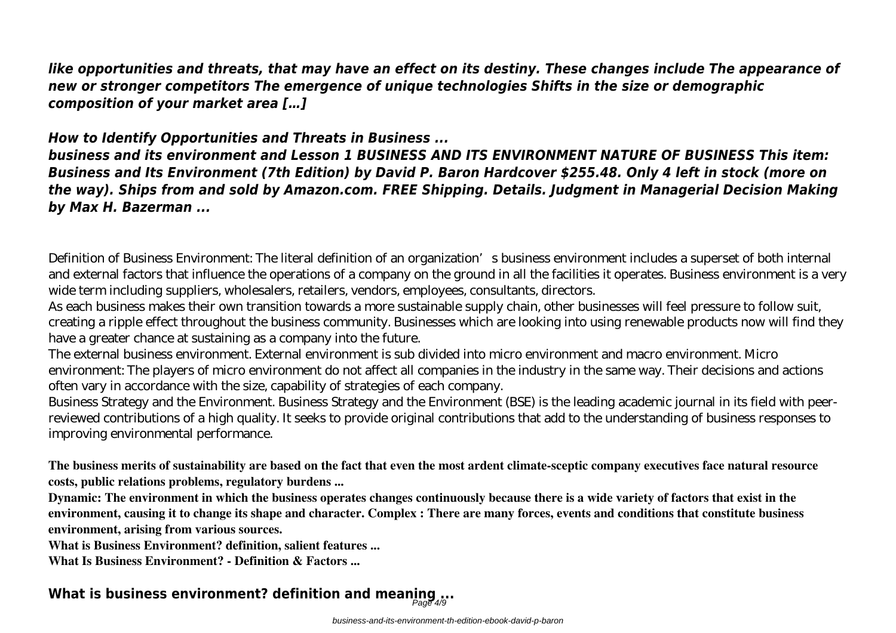***like opportunities and threats, that may have an effect on its destiny. These changes include The appearance of new or stronger competitors The emergence of unique technologies Shifts in the size or demographic composition of your market area […]***

***How to Identify Opportunities and Threats in Business ...***

***business and its environment and Lesson 1 BUSINESS AND ITS ENVIRONMENT NATURE OF BUSINESS This item: Business and Its Environment (7th Edition) by David P. Baron Hardcover $255.48. Only 4 left in stock (more on the way). Ships from and sold by Amazon.com. FREE Shipping. Details. Judgment in Managerial Decision Making by Max H. Bazerman ...***

Definition of Business Environment: The literal definition of an organization's business environment includes a superset of both internal and external factors that influence the operations of a company on the ground in all the facilities it operates. Business environment is a very wide term including suppliers, wholesalers, retailers, vendors, employees, consultants, directors.

As each business makes their own transition towards a more sustainable supply chain, other businesses will feel pressure to follow suit, creating a ripple effect throughout the business community. Businesses which are looking into using renewable products now will find they have a greater chance at sustaining as a company into the future.

The external business environment. External environment is sub divided into micro environment and macro environment. Micro environment: The players of micro environment do not affect all companies in the industry in the same way. Their decisions and actions often vary in accordance with the size, capability of strategies of each company.

Business Strategy and the Environment. Business Strategy and the Environment (BSE) is the leading academic journal in its field with peer-reviewed contributions of a high quality. It seeks to provide original contributions that add to the understanding of business responses to improving environmental performance.

**The business merits of sustainability are based on the fact that even the most ardent climate-sceptic company executives face natural resource costs, public relations problems, regulatory burdens ...**

**Dynamic: The environment in which the business operates changes continuously because there is a wide variety of factors that exist in the environment, causing it to change its shape and character. Complex : There are many forces, events and conditions that constitute business environment, arising from various sources.**

**What is Business Environment? definition, salient features ...**

**What Is Business Environment? - Definition & Factors ...**

## What is business environment? definition and meaning ...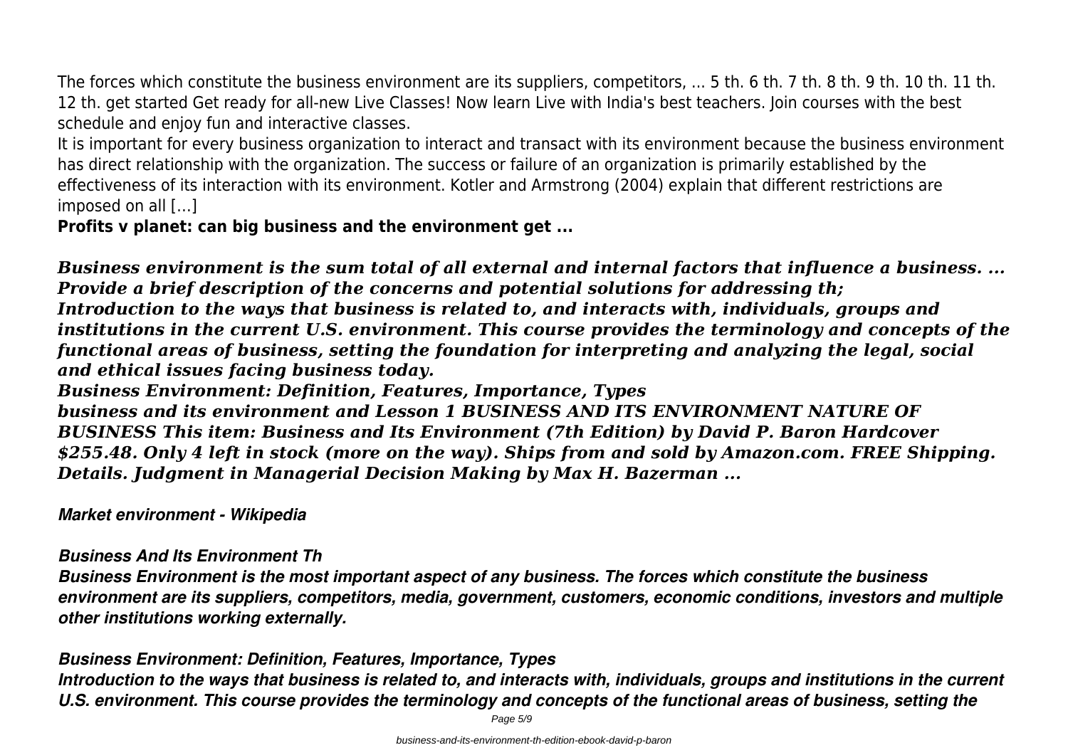The forces which constitute the business environment are its suppliers, competitors, ... 5 th. 6 th. 7 th. 8 th. 9 th. 10 th. 11 th. 12 th. get started Get ready for all-new Live Classes! Now learn Live with India's best teachers. Join courses with the best schedule and enjoy fun and interactive classes.

It is important for every business organization to interact and transact with its environment because the business environment has direct relationship with the organization. The success or failure of an organization is primarily established by the effectiveness of its interaction with its environment. Kotler and Armstrong (2004) explain that different restrictions are imposed on all […]

**Profits v planet: can big business and the environment get ...**

***Business environment is the sum total of all external and internal factors that influence a business. ... Provide a brief description of the concerns and potential solutions for addressing th;***
***Introduction to the ways that business is related to, and interacts with, individuals, groups and institutions in the current U.S. environment. This course provides the terminology and concepts of the functional areas of business, setting the foundation for interpreting and analyzing the legal, social and ethical issues facing business today.***
***Business Environment: Definition, Features, Importance, Types***
***business and its environment and Lesson 1 BUSINESS AND ITS ENVIRONMENT NATURE OF BUSINESS This item: Business and Its Environment (7th Edition) by David P. Baron Hardcover $255.48. Only 4 left in stock (more on the way). Ships from and sold by Amazon.com. FREE Shipping. Details. Judgment in Managerial Decision Making by Max H. Bazerman ...***

***Market environment - Wikipedia***

***Business And Its Environment Th***

***Business Environment is the most important aspect of any business. The forces which constitute the business environment are its suppliers, competitors, media, government, customers, economic conditions, investors and multiple other institutions working externally.***

***Business Environment: Definition, Features, Importance, Types***

***Introduction to the ways that business is related to, and interacts with, individuals, groups and institutions in the current U.S. environment. This course provides the terminology and concepts of the functional areas of business, setting the***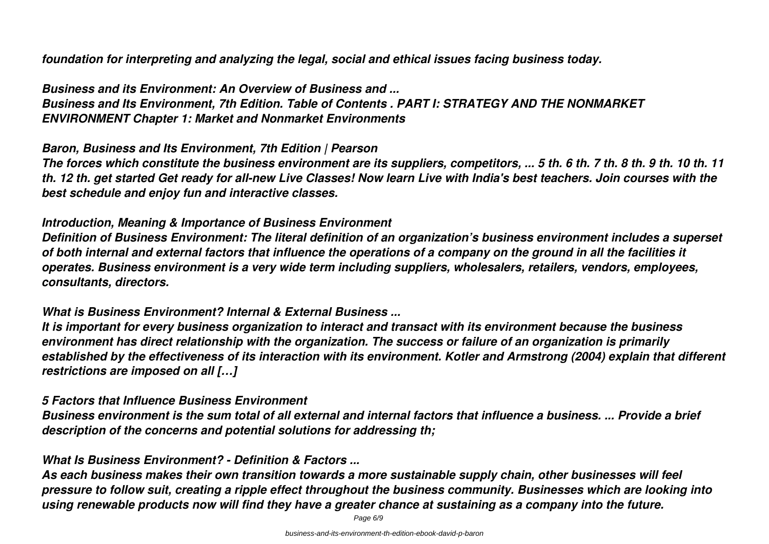*foundation for interpreting and analyzing the legal, social and ethical issues facing business today.*

### *Business and its Environment: An Overview of Business and ...*

*Business and Its Environment, 7th Edition. Table of Contents . PART I: STRATEGY AND THE NONMARKET ENVIRONMENT Chapter 1: Market and Nonmarket Environments*

### *Baron, Business and Its Environment, 7th Edition | Pearson*

*The forces which constitute the business environment are its suppliers, competitors, ... 5 th. 6 th. 7 th. 8 th. 9 th. 10 th. 11 th. 12 th. get started Get ready for all-new Live Classes! Now learn Live with India's best teachers. Join courses with the best schedule and enjoy fun and interactive classes.*

### *Introduction, Meaning & Importance of Business Environment*

*Definition of Business Environment: The literal definition of an organization's business environment includes a superset of both internal and external factors that influence the operations of a company on the ground in all the facilities it operates. Business environment is a very wide term including suppliers, wholesalers, retailers, vendors, employees, consultants, directors.*

### *What is Business Environment? Internal & External Business ...*

*It is important for every business organization to interact and transact with its environment because the business environment has direct relationship with the organization. The success or failure of an organization is primarily established by the effectiveness of its interaction with its environment. Kotler and Armstrong (2004) explain that different restrictions are imposed on all […]*

### *5 Factors that Influence Business Environment*

*Business environment is the sum total of all external and internal factors that influence a business. ... Provide a brief description of the concerns and potential solutions for addressing th;*

### *What Is Business Environment? - Definition & Factors ...*

*As each business makes their own transition towards a more sustainable supply chain, other businesses will feel pressure to follow suit, creating a ripple effect throughout the business community. Businesses which are looking into using renewable products now will find they have a greater chance at sustaining as a company into the future.*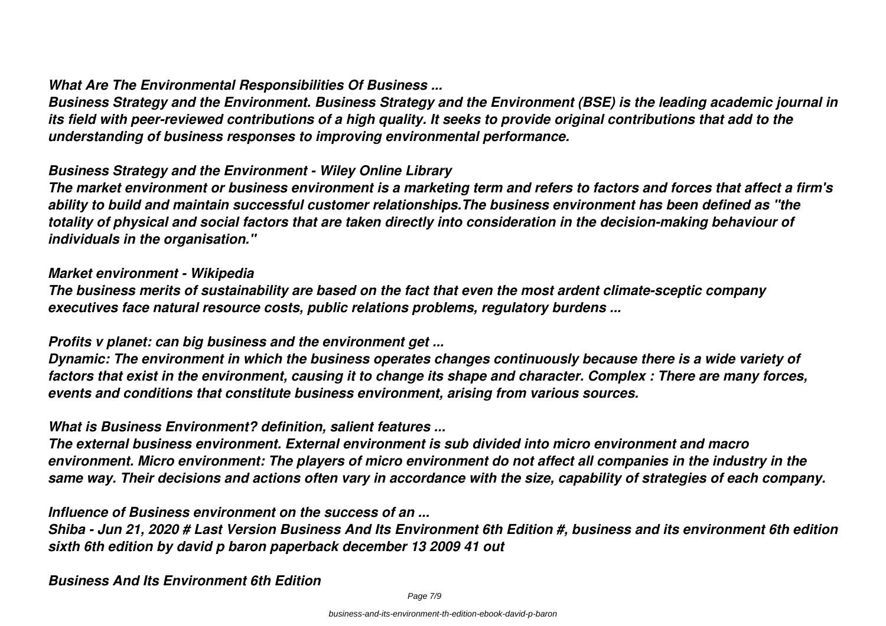***What Are The Environmental Responsibilities Of Business ...***

***Business Strategy and the Environment. Business Strategy and the Environment (BSE) is the leading academic journal in its field with peer-reviewed contributions of a high quality. It seeks to provide original contributions that add to the understanding of business responses to improving environmental performance.***

***Business Strategy and the Environment - Wiley Online Library***

***The market environment or business environment is a marketing term and refers to factors and forces that affect a firm's ability to build and maintain successful customer relationships.The business environment has been defined as "the totality of physical and social factors that are taken directly into consideration in the decision-making behaviour of individuals in the organisation."***

***Market environment - Wikipedia***

***The business merits of sustainability are based on the fact that even the most ardent climate-sceptic company executives face natural resource costs, public relations problems, regulatory burdens ...***

***Profits v planet: can big business and the environment get ...***

***Dynamic: The environment in which the business operates changes continuously because there is a wide variety of factors that exist in the environment, causing it to change its shape and character. Complex : There are many forces, events and conditions that constitute business environment, arising from various sources.***

***What is Business Environment? definition, salient features ...***

***The external business environment. External environment is sub divided into micro environment and macro environment. Micro environment: The players of micro environment do not affect all companies in the industry in the same way. Their decisions and actions often vary in accordance with the size, capability of strategies of each company.***

***Influence of Business environment on the success of an ...***

***Shiba - Jun 21, 2020 # Last Version Business And Its Environment 6th Edition #, business and its environment 6th edition sixth 6th edition by david p baron paperback december 13 2009 41 out***

***Business And Its Environment 6th Edition***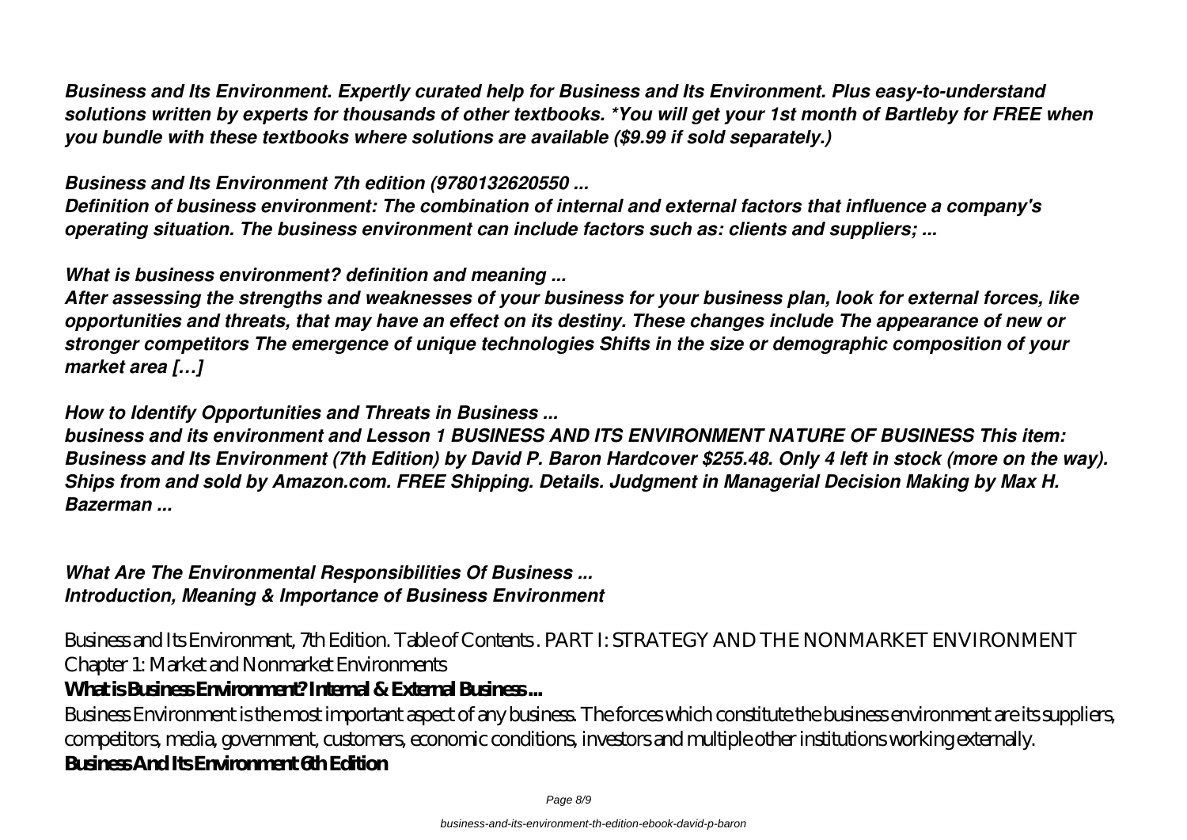***Business and Its Environment. Expertly curated help for Business and Its Environment. Plus easy-to-understand solutions written by experts for thousands of other textbooks. *You will get your 1st month of Bartleby for FREE when you bundle with these textbooks where solutions are available ($9.99 if sold separately.)***

***Business and Its Environment 7th edition (9780132620550 ...***

***Definition of business environment: The combination of internal and external factors that influence a company's operating situation. The business environment can include factors such as: clients and suppliers; ...***

***What is business environment? definition and meaning ...***

***After assessing the strengths and weaknesses of your business for your business plan, look for external forces, like opportunities and threats, that may have an effect on its destiny. These changes include The appearance of new or stronger competitors The emergence of unique technologies Shifts in the size or demographic composition of your market area […]***

***How to Identify Opportunities and Threats in Business ...***

***business and its environment and Lesson 1 BUSINESS AND ITS ENVIRONMENT NATURE OF BUSINESS This item: Business and Its Environment (7th Edition) by David P. Baron Hardcover $255.48. Only 4 left in stock (more on the way). Ships from and sold by Amazon.com. FREE Shipping. Details. Judgment in Managerial Decision Making by Max H. Bazerman ...***

***What Are The Environmental Responsibilities Of Business ...***
***Introduction, Meaning & Importance of Business Environment***

Business and Its Environment, 7th Edition. Table of Contents . PART I: STRATEGY AND THE NONMARKET ENVIRONMENT Chapter 1: Market and Nonmarket Environments

**What is Business Environment? Internal & External Business ...**

Business Environment is the most important aspect of any business. The forces which constitute the business environment are its suppliers, competitors, media, government, customers, economic conditions, investors and multiple other institutions working externally.

**Business And Its Environment 6th Edition**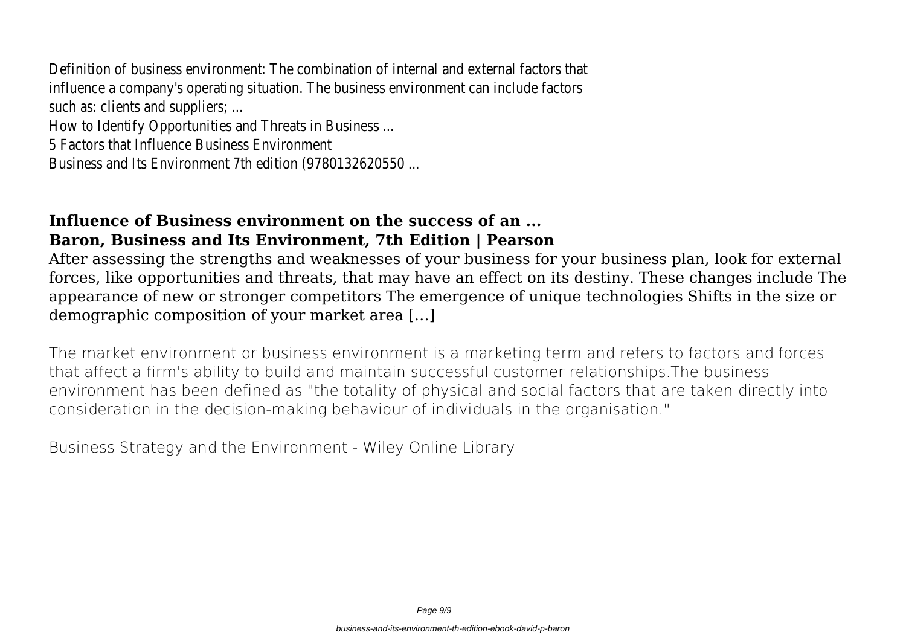Definition of business environment: The combination of internal and external factors that influence a company's operating situation. The business environment can include factors such as: clients and suppliers; ...

How to Identify Opportunities and Threats in Business ...

5 Factors that Influence Business Environment

Business and Its Environment 7th edition (9780132620550 ...

**Influence of Business environment on the success of an ...**
**Baron, Business and Its Environment, 7th Edition | Pearson**

After assessing the strengths and weaknesses of your business for your business plan, look for external forces, like opportunities and threats, that may have an effect on its destiny. These changes include The appearance of new or stronger competitors The emergence of unique technologies Shifts in the size or demographic composition of your market area […]

The market environment or business environment is a marketing term and refers to factors and forces that affect a firm's ability to build and maintain successful customer relationships.The business environment has been defined as "the totality of physical and social factors that are taken directly into consideration in the decision-making behaviour of individuals in the organisation."

Business Strategy and the Environment - Wiley Online Library